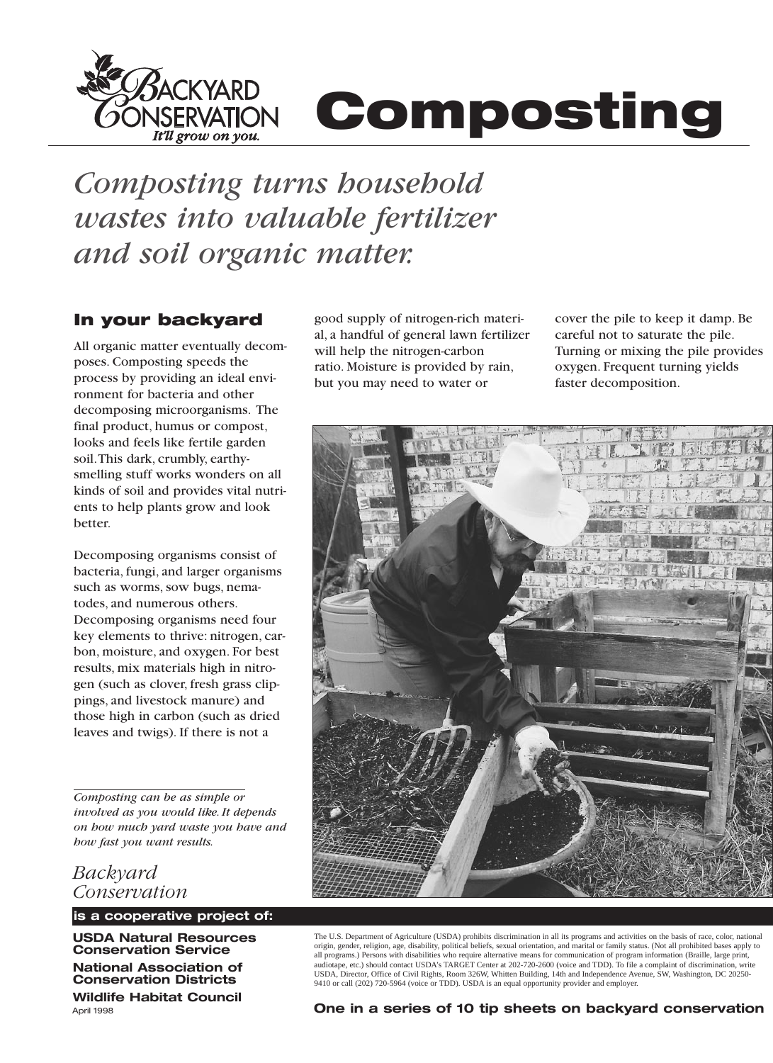Backyard Conservation
*It'll grow on you.*

# Composting

*Composting turns household wastes into valuable fertilizer and soil organic matter.*

## In your backyard

All organic matter eventually decomposes. Composting speeds the process by providing an ideal environment for bacteria and other decomposing microorganisms. The final product, humus or compost, looks and feels like fertile garden soil. This dark, crumbly, earthy-smelling stuff works wonders on all kinds of soil and provides vital nutrients to help plants grow and look better.

Decomposing organisms consist of bacteria, fungi, and larger organisms such as worms, sow bugs, nematodes, and numerous others. Decomposing organisms need four key elements to thrive: nitrogen, carbon, moisture, and oxygen. For best results, mix materials high in nitrogen (such as clover, fresh grass clippings, and livestock manure) and those high in carbon (such as dried leaves and twigs). If there is not a good supply of nitrogen-rich material, a handful of general lawn fertilizer will help the nitrogen-carbon ratio. Moisture is provided by rain, but you may need to water or cover the pile to keep it damp. Be careful not to saturate the pile. Turning or mixing the pile provides oxygen. Frequent turning yields faster decomposition.

*Composting can be as simple or involved as you would like. It depends on how much yard waste you have and how fast you want results.*

*Backyard Conservation*

**is a cooperative project of:**

**USDA Natural Resources Conservation Service**

**National Association of Conservation Districts**

**Wildlife Habitat Council**

April 1998

The U.S. Department of Agriculture (USDA) prohibits discrimination in all its programs and activities on the basis of race, color, national origin, gender, religion, age, disability, political beliefs, sexual orientation, and marital or family status. (Not all prohibited bases apply to all programs.) Persons with disabilities who require alternative means for communication of program information (Braille, large print, audiotape, etc.) should contact USDA's TARGET Center at 202-720-2600 (voice and TDD). To file a complaint of discrimination, write USDA, Director, Office of Civil Rights, Room 326W, Whitten Building, 14th and Independence Avenue, SW, Washington, DC 20250-9410 or call (202) 720-5964 (voice or TDD). USDA is an equal opportunity provider and employer.

**One in a series of 10 tip sheets on backyard conservation**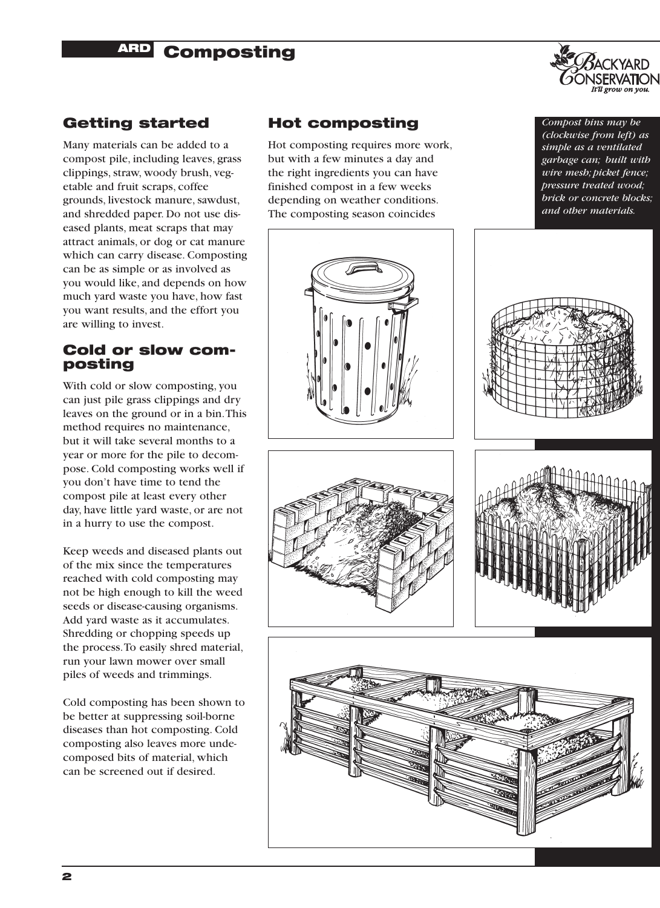## Getting started

Many materials can be added to a compost pile, including leaves, grass clippings, straw, woody brush, vegetable and fruit scraps, coffee grounds, livestock manure, sawdust, and shredded paper. Do not use diseased plants, meat scraps that may attract animals, or dog or cat manure which can carry disease. Composting can be as simple or as involved as you would like, and depends on how much yard waste you have, how fast you want results, and the effort you are willing to invest.

## Cold or slow composting

With cold or slow composting, you can just pile grass clippings and dry leaves on the ground or in a bin. This method requires no maintenance, but it will take several months to a year or more for the pile to decompose. Cold composting works well if you don't have time to tend the compost pile at least every other day, have little yard waste, or are not in a hurry to use the compost.

Keep weeds and diseased plants out of the mix since the temperatures reached with cold composting may not be high enough to kill the weed seeds or disease-causing organisms. Add yard waste as it accumulates. Shredding or chopping speeds up the process. To easily shred material, run your lawn mower over small piles of weeds and trimmings.

Cold composting has been shown to be better at suppressing soil-borne diseases than hot composting. Cold composting also leaves more undecomposed bits of material, which can be screened out if desired.

## Hot composting

Hot composting requires more work, but with a few minutes a day and the right ingredients you can have finished compost in a few weeks depending on weather conditions. The composting season coincides

*Compost bins may be (clockwise from left) as simple as a ventilated garbage can; built with wire mesh; picket fence; pressure treated wood; brick or concrete blocks; and other materials.*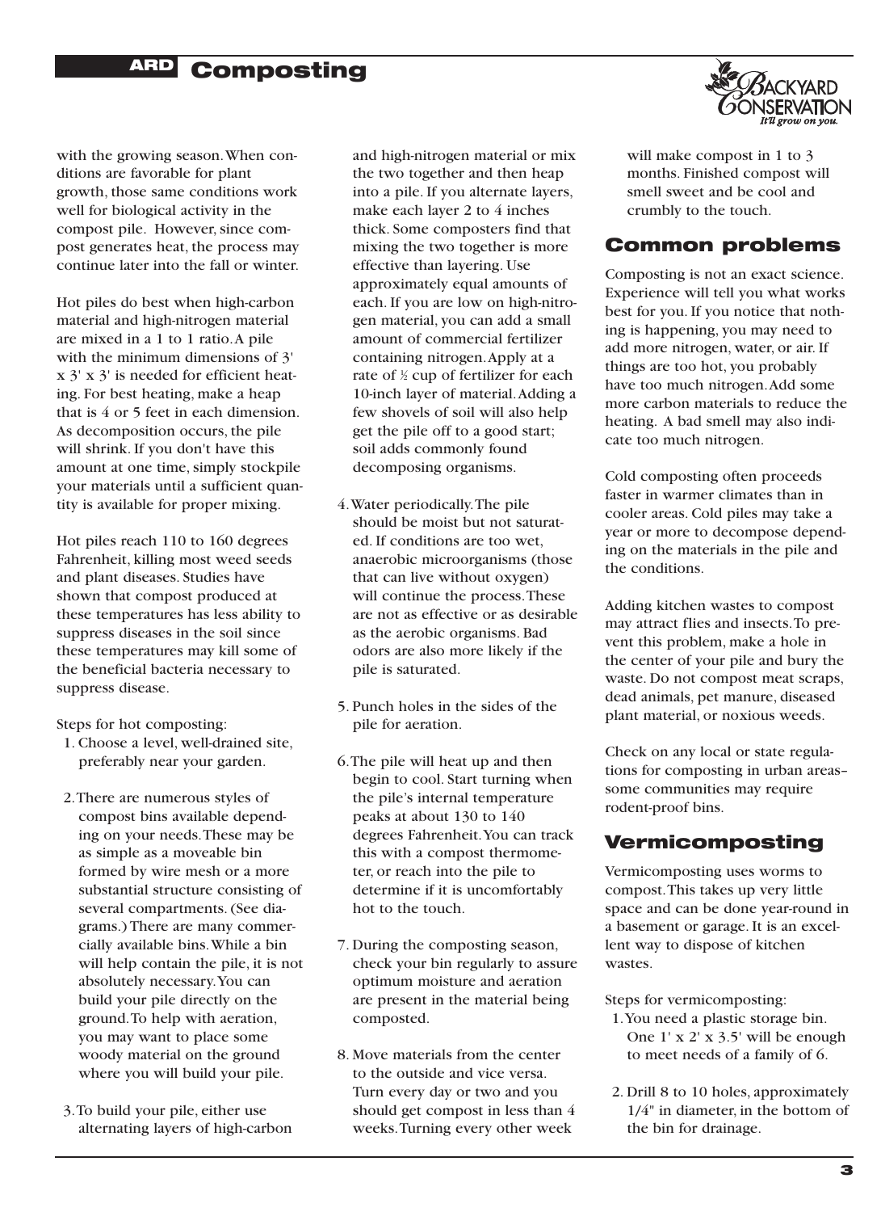with the growing season. When conditions are favorable for plant growth, those same conditions work well for biological activity in the compost pile. However, since compost generates heat, the process may continue later into the fall or winter.

Hot piles do best when high-carbon material and high-nitrogen material are mixed in a 1 to 1 ratio. A pile with the minimum dimensions of 3' x 3' x 3' is needed for efficient heating. For best heating, make a heap that is 4 or 5 feet in each dimension. As decomposition occurs, the pile will shrink. If you don't have this amount at one time, simply stockpile your materials until a sufficient quantity is available for proper mixing.

Hot piles reach 110 to 160 degrees Fahrenheit, killing most weed seeds and plant diseases. Studies have shown that compost produced at these temperatures has less ability to suppress diseases in the soil since these temperatures may kill some of the beneficial bacteria necessary to suppress disease.

Steps for hot composting:

1. Choose a level, well-drained site, preferably near your garden.
2. There are numerous styles of compost bins available depending on your needs. These may be as simple as a moveable bin formed by wire mesh or a more substantial structure consisting of several compartments. (See diagrams.) There are many commercially available bins. While a bin will help contain the pile, it is not absolutely necessary. You can build your pile directly on the ground. To help with aeration, you may want to place some woody material on the ground where you will build your pile.
3. To build your pile, either use alternating layers of high-carbon and high-nitrogen material or mix the two together and then heap into a pile. If you alternate layers, make each layer 2 to 4 inches thick. Some composters find that mixing the two together is more effective than layering. Use approximately equal amounts of each. If you are low on high-nitrogen material, you can add a small amount of commercial fertilizer containing nitrogen. Apply at a rate of ½ cup of fertilizer for each 10-inch layer of material. Adding a few shovels of soil will also help get the pile off to a good start; soil adds commonly found decomposing organisms.
4. Water periodically. The pile should be moist but not saturated. If conditions are too wet, anaerobic microorganisms (those that can live without oxygen) will continue the process. These are not as effective or as desirable as the aerobic organisms. Bad odors are also more likely if the pile is saturated.
5. Punch holes in the sides of the pile for aeration.
6. The pile will heat up and then begin to cool. Start turning when the pile's internal temperature peaks at about 130 to 140 degrees Fahrenheit. You can track this with a compost thermometer, or reach into the pile to determine if it is uncomfortably hot to the touch.
7. During the composting season, check your bin regularly to assure optimum moisture and aeration are present in the material being composted.
8. Move materials from the center to the outside and vice versa. Turn every day or two and you should get compost in less than 4 weeks. Turning every other week will make compost in 1 to 3 months. Finished compost will smell sweet and be cool and crumbly to the touch.

## Common problems

Composting is not an exact science. Experience will tell you what works best for you. If you notice that nothing is happening, you may need to add more nitrogen, water, or air. If things are too hot, you probably have too much nitrogen. Add some more carbon materials to reduce the heating. A bad smell may also indicate too much nitrogen.

Cold composting often proceeds faster in warmer climates than in cooler areas. Cold piles may take a year or more to decompose depending on the materials in the pile and the conditions.

Adding kitchen wastes to compost may attract flies and insects. To prevent this problem, make a hole in the center of your pile and bury the waste. Do not compost meat scraps, dead animals, pet manure, diseased plant material, or noxious weeds.

Check on any local or state regulations for composting in urban areas–some communities may require rodent-proof bins.

## Vermicomposting

Vermicomposting uses worms to compost. This takes up very little space and can be done year-round in a basement or garage. It is an excellent way to dispose of kitchen wastes.

Steps for vermicomposting:

1. You need a plastic storage bin. One 1' x 2' x 3.5' will be enough to meet needs of a family of 6.
2. Drill 8 to 10 holes, approximately 1/4" in diameter, in the bottom of the bin for drainage.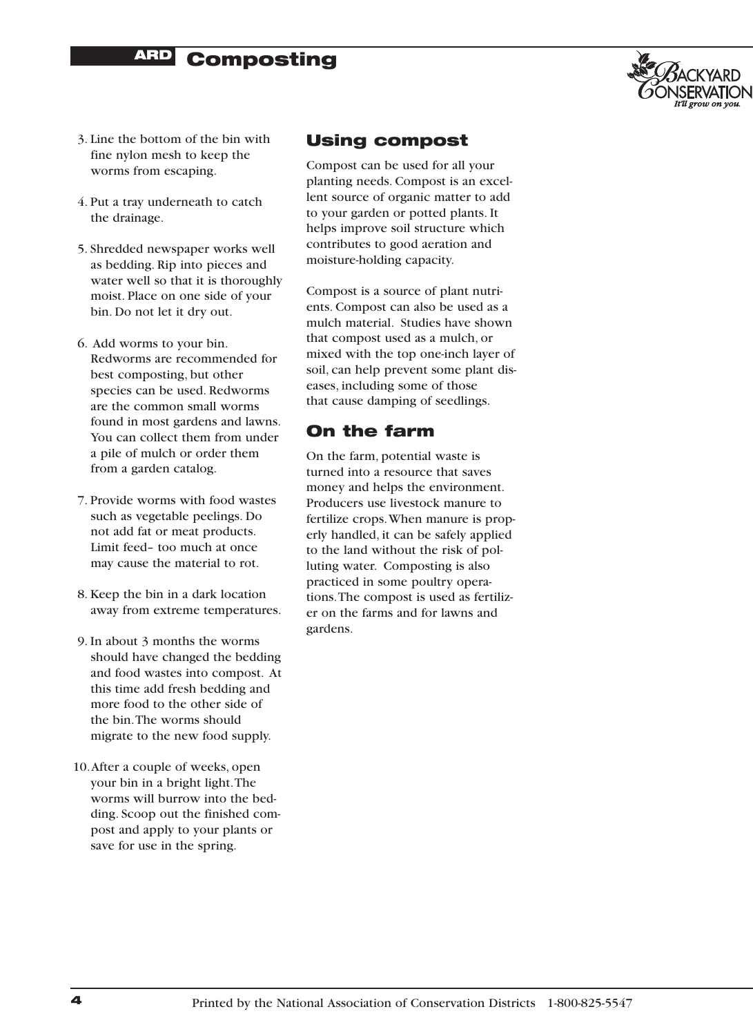3. Line the bottom of the bin with fine nylon mesh to keep the worms from escaping.

4. Put a tray underneath to catch the drainage.

5. Shredded newspaper works well as bedding. Rip into pieces and water well so that it is thoroughly moist. Place on one side of your bin. Do not let it dry out.

6. Add worms to your bin. Redworms are recommended for best composting, but other species can be used. Redworms are the common small worms found in most gardens and lawns. You can collect them from under a pile of mulch or order them from a garden catalog.

7. Provide worms with food wastes such as vegetable peelings. Do not add fat or meat products. Limit feed– too much at once may cause the material to rot.

8. Keep the bin in a dark location away from extreme temperatures.

9. In about 3 months the worms should have changed the bedding and food wastes into compost. At this time add fresh bedding and more food to the other side of the bin. The worms should migrate to the new food supply.

10. After a couple of weeks, open your bin in a bright light. The worms will burrow into the bedding. Scoop out the finished compost and apply to your plants or save for use in the spring.

## Using compost

Compost can be used for all your planting needs. Compost is an excellent source of organic matter to add to your garden or potted plants. It helps improve soil structure which contributes to good aeration and moisture-holding capacity.

Compost is a source of plant nutrients. Compost can also be used as a mulch material. Studies have shown that compost used as a mulch, or mixed with the top one-inch layer of soil, can help prevent some plant diseases, including some of those that cause damping of seedlings.

## On the farm

On the farm, potential waste is turned into a resource that saves money and helps the environment. Producers use livestock manure to fertilize crops. When manure is properly handled, it can be safely applied to the land without the risk of polluting water. Composting is also practiced in some poultry operations. The compost is used as fertilizer on the farms and for lawns and gardens.

Printed by the National Association of Conservation Districts 1-800-825-5547